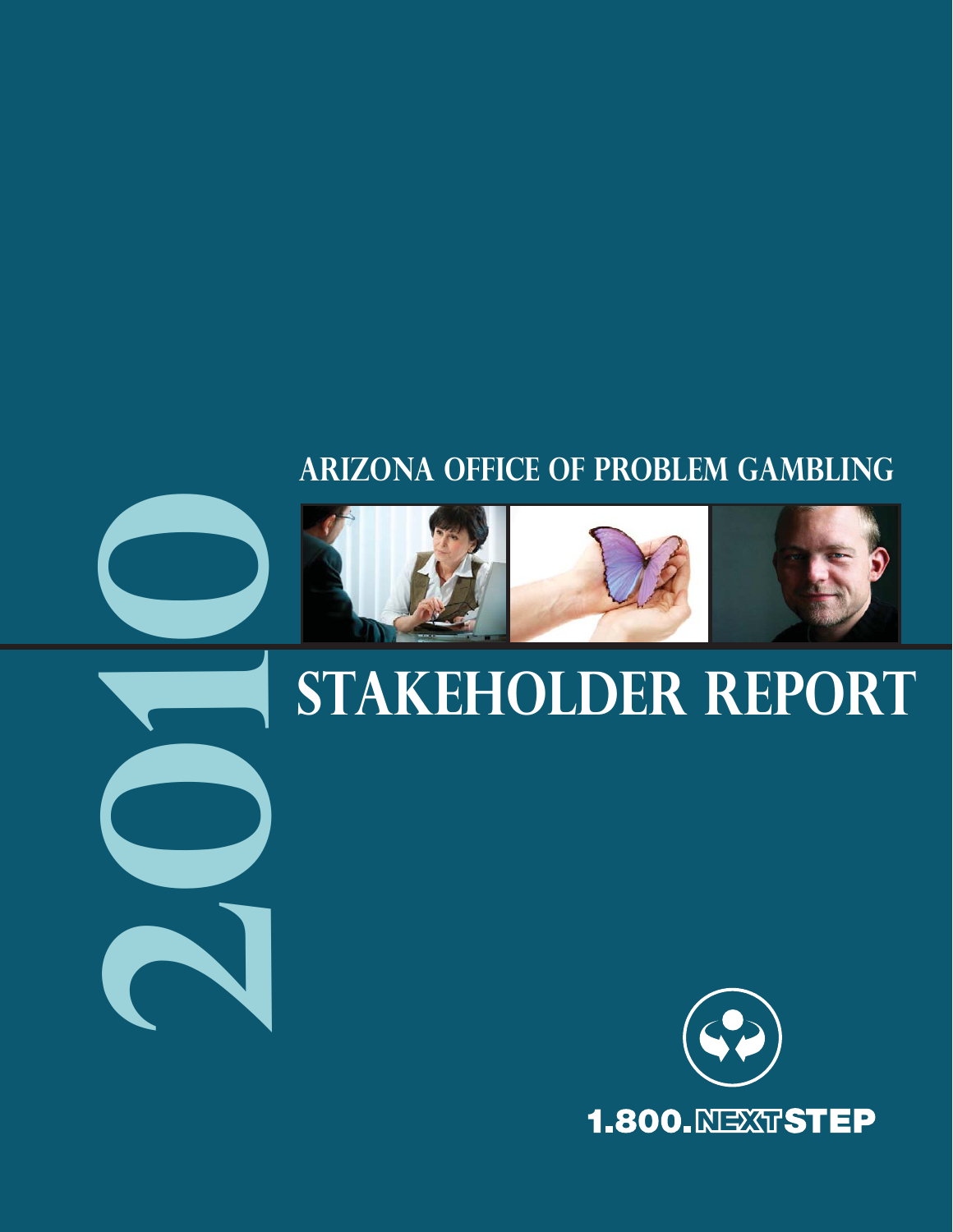# 2010

## ARIZONA OFFICE OF PROBLEM GAMBLING

# STAKEHOLDER REPORT

1.800.NEXTSTEP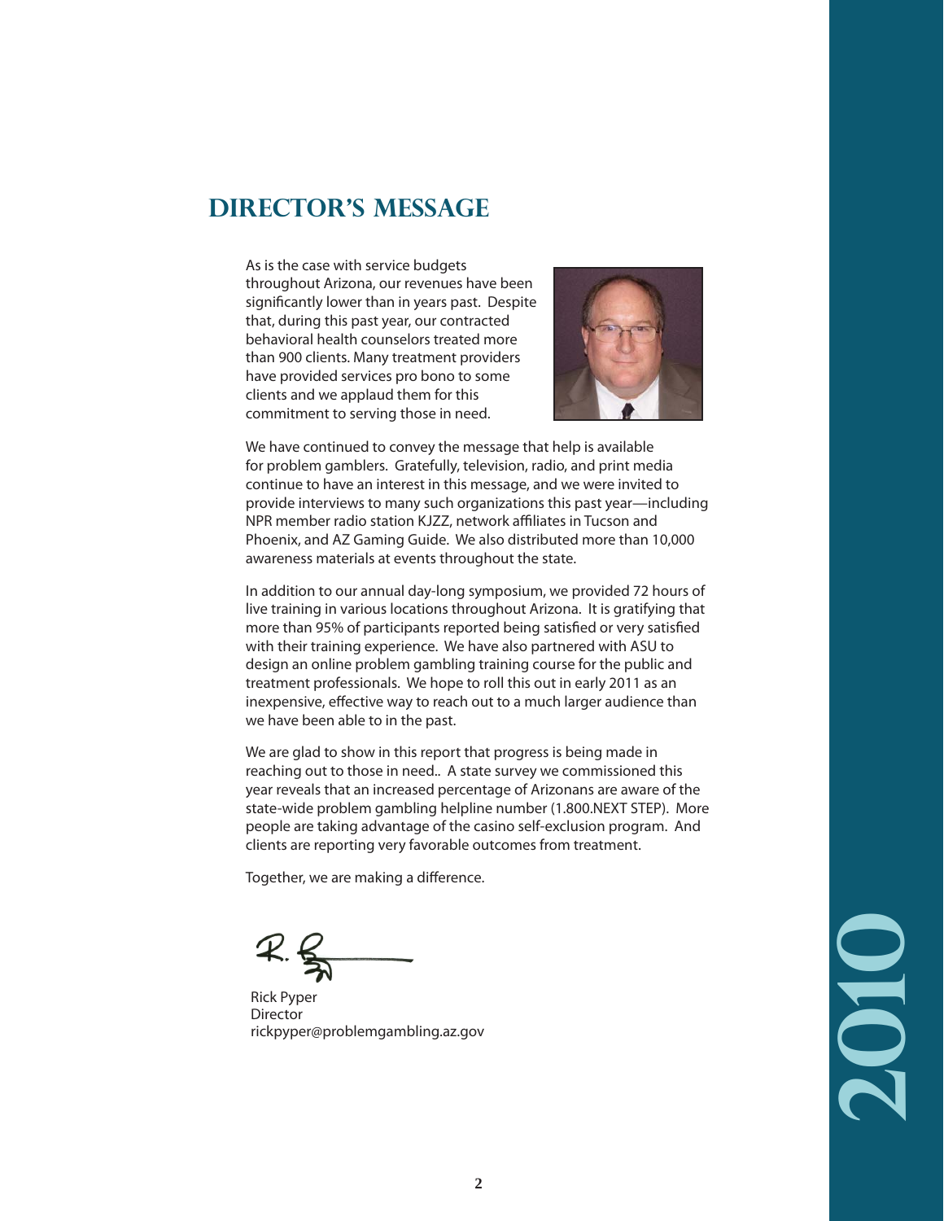## DIRECTOR'S MESSAGE

As is the case with service budgets throughout Arizona, our revenues have been significantly lower than in years past. Despite that, during this past year, our contracted behavioral health counselors treated more than 900 clients. Many treatment providers have provided services pro bono to some clients and we applaud them for this commitment to serving those in need.

We have continued to convey the message that help is available for problem gamblers. Gratefully, television, radio, and print media continue to have an interest in this message, and we were invited to provide interviews to many such organizations this past year—including NPR member radio station KJZZ, network affiliates in Tucson and Phoenix, and AZ Gaming Guide. We also distributed more than 10,000 awareness materials at events throughout the state.

In addition to our annual day-long symposium, we provided 72 hours of live training in various locations throughout Arizona. It is gratifying that more than 95% of participants reported being satisfied or very satisfied with their training experience. We have also partnered with ASU to design an online problem gambling training course for the public and treatment professionals. We hope to roll this out in early 2011 as an inexpensive, effective way to reach out to a much larger audience than we have been able to in the past.

We are glad to show in this report that progress is being made in reaching out to those in need.. A state survey we commissioned this year reveals that an increased percentage of Arizonans are aware of the state-wide problem gambling helpline number (1.800.NEXT STEP). More people are taking advantage of the casino self-exclusion program. And clients are reporting very favorable outcomes from treatment.

Together, we are making a difference.

Rick Pyper
Director
rickpyper@problemgambling.az.gov

2010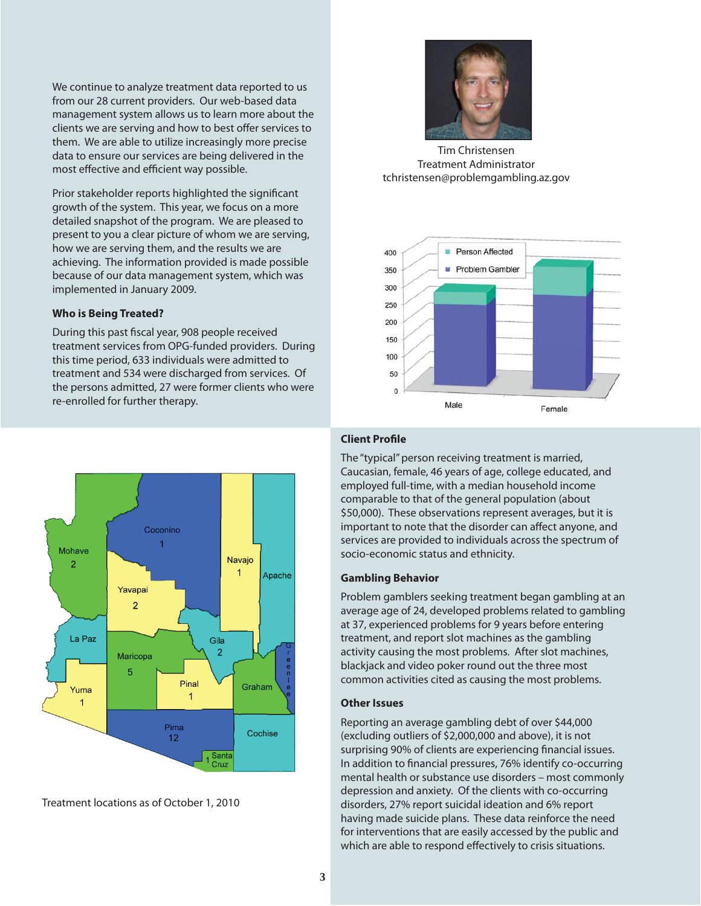We continue to analyze treatment data reported to us from our 28 current providers. Our web-based data management system allows us to learn more about the clients we are serving and how to best offer services to them. We are able to utilize increasingly more precise data to ensure our services are being delivered in the most effective and efficient way possible.

Prior stakeholder reports highlighted the significant growth of the system. This year, we focus on a more detailed snapshot of the program. We are pleased to present to you a clear picture of whom we are serving, how we are serving them, and the results we are achieving. The information provided is made possible because of our data management system, which was implemented in January 2009.

### Who is Being Treated?

During this past fiscal year, 908 people received treatment services from OPG-funded providers. During this time period, 633 individuals were admitted to treatment and 534 were discharged from services. Of the persons admitted, 27 were former clients who were re-enrolled for further therapy.

Tim Christensen
Treatment Administrator
tchristensen@problemgambling.az.gov

Treatment locations as of October 1, 2010

### Client Profile

The "typical" person receiving treatment is married, Caucasian, female, 46 years of age, college educated, and employed full-time, with a median household income comparable to that of the general population (about $50,000). These observations represent averages, but it is important to note that the disorder can affect anyone, and services are provided to individuals across the spectrum of socio-economic status and ethnicity.

### Gambling Behavior

Problem gamblers seeking treatment began gambling at an average age of 24, developed problems related to gambling at 37, experienced problems for 9 years before entering treatment, and report slot machines as the gambling activity causing the most problems. After slot machines, blackjack and video poker round out the three most common activities cited as causing the most problems.

### Other Issues

Reporting an average gambling debt of over $44,000 (excluding outliers of $2,000,000 and above), it is not surprising 90% of clients are experiencing financial issues. In addition to financial pressures, 76% identify co-occurring mental health or substance use disorders – most commonly depression and anxiety. Of the clients with co-occurring disorders, 27% report suicidal ideation and 6% report having made suicide plans. These data reinforce the need for interventions that are easily accessed by the public and which are able to respond effectively to crisis situations.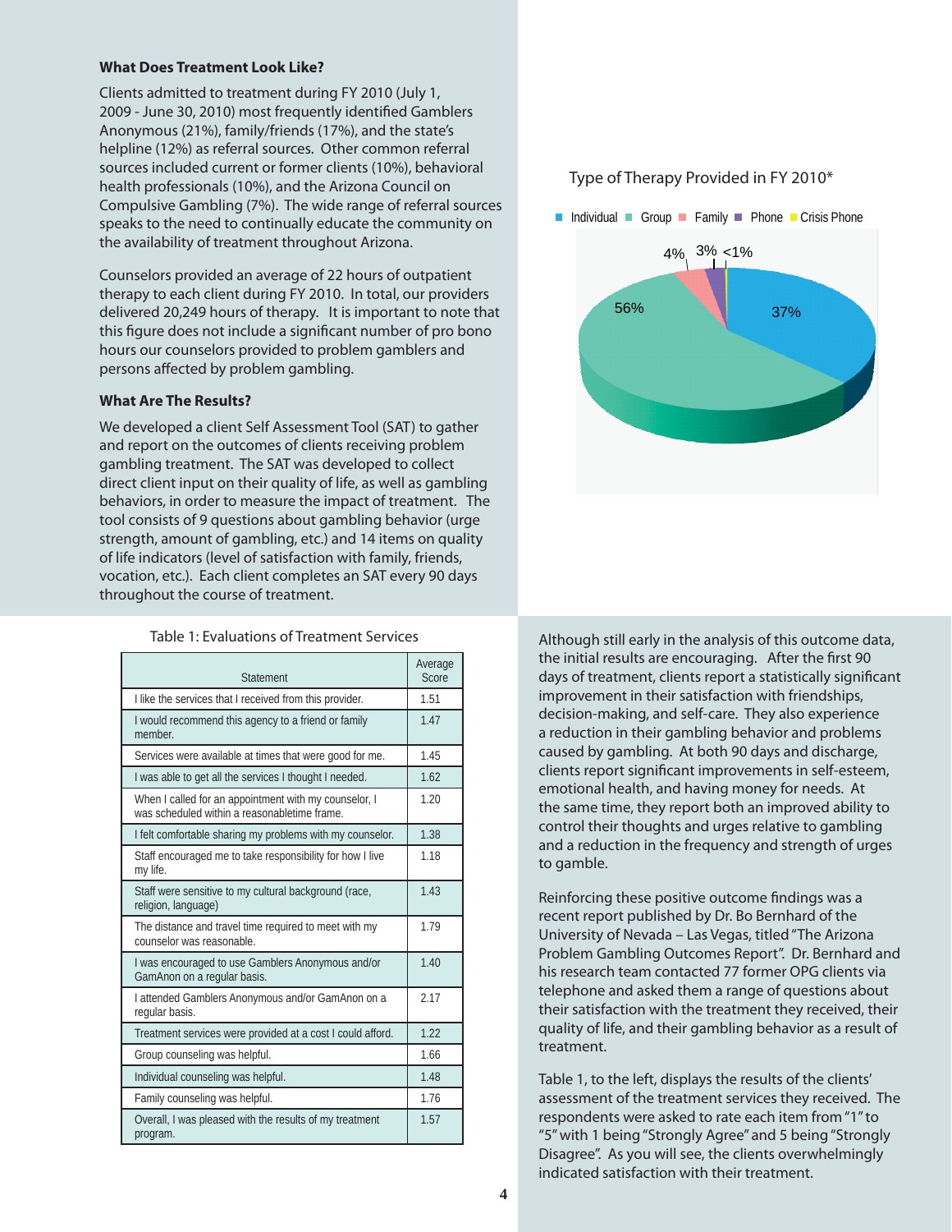### What Does Treatment Look Like?

Clients admitted to treatment during FY 2010 (July 1, 2009 - June 30, 2010) most frequently identified Gamblers Anonymous (21%), family/friends (17%), and the state's helpline (12%) as referral sources. Other common referral sources included current or former clients (10%), behavioral health professionals (10%), and the Arizona Council on Compulsive Gambling (7%). The wide range of referral sources speaks to the need to continually educate the community on the availability of treatment throughout Arizona.

Counselors provided an average of 22 hours of outpatient therapy to each client during FY 2010. In total, our providers delivered 20,249 hours of therapy. It is important to note that this figure does not include a significant number of pro bono hours our counselors provided to problem gamblers and persons affected by problem gambling.

Type of Therapy Provided in FY 2010*

| Type of Therapy | Percent |
|---|---|
| Individual | 37% |
| Group | 56% |
| Family | 4% |
| Phone | 3% |
| Crisis Phone | <1% |

### What Are The Results?

We developed a client Self Assessment Tool (SAT) to gather and report on the outcomes of clients receiving problem gambling treatment. The SAT was developed to collect direct client input on their quality of life, as well as gambling behaviors, in order to measure the impact of treatment. The tool consists of 9 questions about gambling behavior (urge strength, amount of gambling, etc.) and 14 items on quality of life indicators (level of satisfaction with family, friends, vocation, etc.). Each client completes an SAT every 90 days throughout the course of treatment.

Although still early in the analysis of this outcome data, the initial results are encouraging. After the first 90 days of treatment, clients report a statistically significant improvement in their satisfaction with friendships, decision-making, and self-care. They also experience a reduction in their gambling behavior and problems caused by gambling. At both 90 days and discharge, clients report significant improvements in self-esteem, emotional health, and having money for needs. At the same time, they report both an improved ability to control their thoughts and urges relative to gambling and a reduction in the frequency and strength of urges to gamble.

Reinforcing these positive outcome findings was a recent report published by Dr. Bo Bernhard of the University of Nevada – Las Vegas, titled "The Arizona Problem Gambling Outcomes Report". Dr. Bernhard and his research team contacted 77 former OPG clients via telephone and asked them a range of questions about their satisfaction with the treatment they received, their quality of life, and their gambling behavior as a result of treatment.

Table 1, to the left, displays the results of the clients' assessment of the treatment services they received. The respondents were asked to rate each item from "1" to "5" with 1 being "Strongly Agree" and 5 being "Strongly Disagree". As you will see, the clients overwhelmingly indicated satisfaction with their treatment.

Table 1: Evaluations of Treatment Services

| Statement | Average Score |
|---|---|
| I like the services that I received from this provider. | 1.51 |
| I would recommend this agency to a friend or family member. | 1.47 |
| Services were available at times that were good for me. | 1.45 |
| I was able to get all the services I thought I needed. | 1.62 |
| When I called for an appointment with my counselor, I was scheduled within a reasonabletime frame. | 1.20 |
| I felt comfortable sharing my problems with my counselor. | 1.38 |
| Staff encouraged me to take responsibility for how I live my life. | 1.18 |
| Staff were sensitive to my cultural background (race, religion, language) | 1.43 |
| The distance and travel time required to meet with my counselor was reasonable. | 1.79 |
| I was encouraged to use Gamblers Anonymous and/or GamAnon on a regular basis. | 1.40 |
| I attended Gamblers Anonymous and/or GamAnon on a regular basis. | 2.17 |
| Treatment services were provided at a cost I could afford. | 1.22 |
| Group counseling was helpful. | 1.66 |
| Individual counseling was helpful. | 1.48 |
| Family counseling was helpful. | 1.76 |
| Overall, I was pleased with the results of my treatment program. | 1.57 |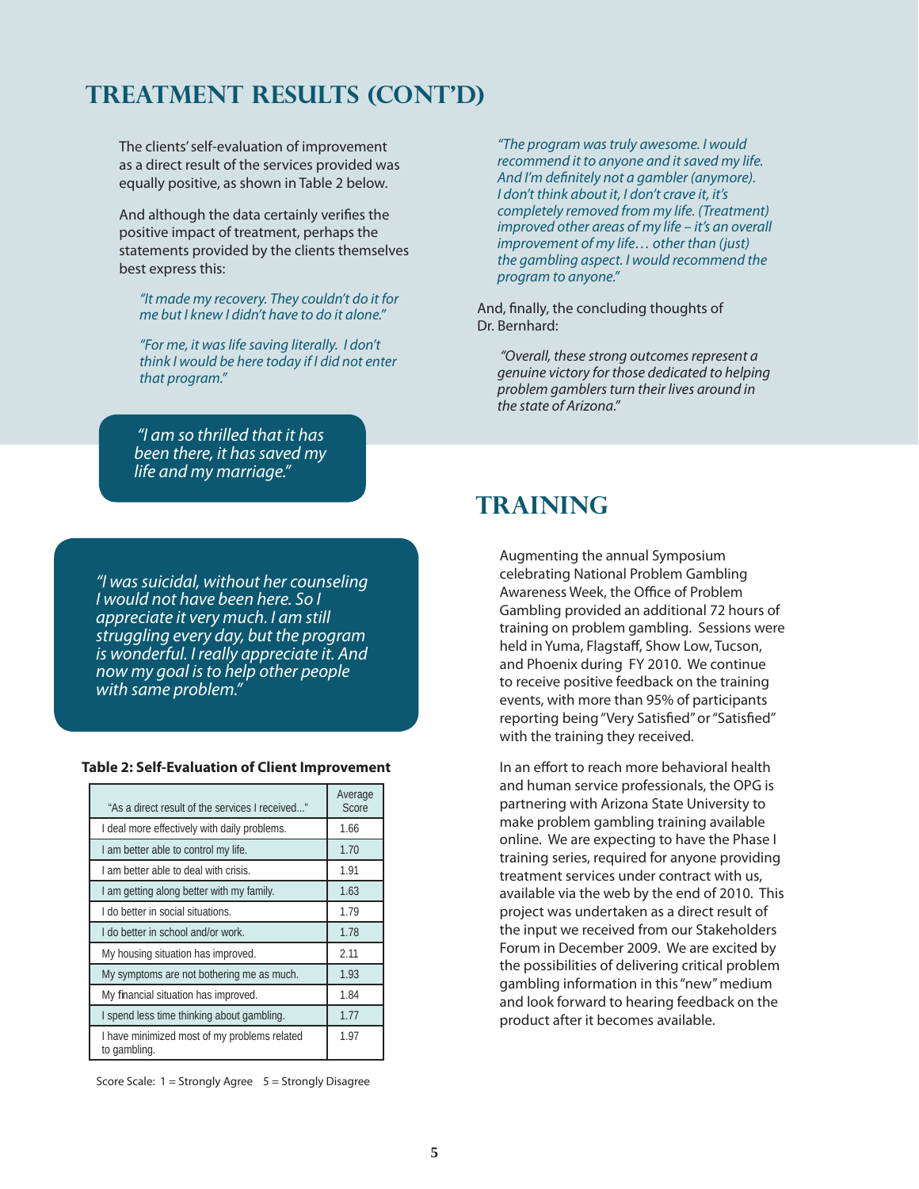## TREATMENT RESULTS (CONT'D)

The clients' self-evaluation of improvement as a direct result of the services provided was equally positive, as shown in Table 2 below.

And although the data certainly verifies the positive impact of treatment, perhaps the statements provided by the clients themselves best express this:

*"It made my recovery. They couldn't do it for me but I knew I didn't have to do it alone."*

*"For me, it was life saving literally. I don't think I would be here today if I did not enter that program."*

*"I am so thrilled that it has been there, it has saved my life and my marriage."*

*"I was suicidal, without her counseling I would not have been here. So I appreciate it very much. I am still struggling every day, but the program is wonderful. I really appreciate it. And now my goal is to help other people with same problem."*

**Table 2: Self-Evaluation of Client Improvement**

| "As a direct result of the services I received..." | Average Score |
|---|---|
| I deal more effectively with daily problems. | 1.66 |
| I am better able to control my life. | 1.70 |
| I am better able to deal with crisis. | 1.91 |
| I am getting along better with my family. | 1.63 |
| I do better in social situations. | 1.79 |
| I do better in school and/or work. | 1.78 |
| My housing situation has improved. | 2.11 |
| My symptoms are not bothering me as much. | 1.93 |
| My financial situation has improved. | 1.84 |
| I spend less time thinking about gambling. | 1.77 |
| I have minimized most of my problems related to gambling. | 1.97 |

Score Scale: 1 = Strongly Agree 5 = Strongly Disagree

*"The program was truly awesome. I would recommend it to anyone and it saved my life. And I'm definitely not a gambler (anymore). I don't think about it, I don't crave it, it's completely removed from my life. (Treatment) improved other areas of my life – it's an overall improvement of my life… other than (just) the gambling aspect. I would recommend the program to anyone."*

And, finally, the concluding thoughts of Dr. Bernhard:

*"Overall, these strong outcomes represent a genuine victory for those dedicated to helping problem gamblers turn their lives around in the state of Arizona."*

## TRAINING

Augmenting the annual Symposium celebrating National Problem Gambling Awareness Week, the Office of Problem Gambling provided an additional 72 hours of training on problem gambling. Sessions were held in Yuma, Flagstaff, Show Low, Tucson, and Phoenix during FY 2010. We continue to receive positive feedback on the training events, with more than 95% of participants reporting being "Very Satisfied" or "Satisfied" with the training they received.

In an effort to reach more behavioral health and human service professionals, the OPG is partnering with Arizona State University to make problem gambling training available online. We are expecting to have the Phase I training series, required for anyone providing treatment services under contract with us, available via the web by the end of 2010. This project was undertaken as a direct result of the input we received from our Stakeholders Forum in December 2009. We are excited by the possibilities of delivering critical problem gambling information in this "new" medium and look forward to hearing feedback on the product after it becomes available.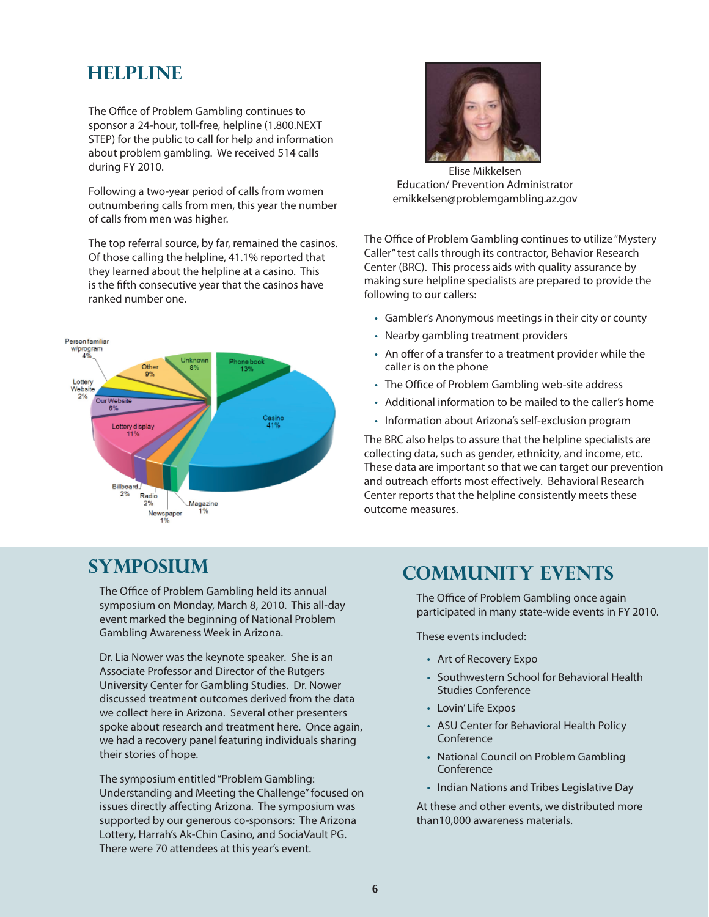# HELPLINE

The Office of Problem Gambling continues to sponsor a 24-hour, toll-free, helpline (1.800.NEXT STEP) for the public to call for help and information about problem gambling. We received 514 calls during FY 2010.

Following a two-year period of calls from women outnumbering calls from men, this year the number of calls from men was higher.

The top referral source, by far, remained the casinos. Of those calling the helpline, 41.1% reported that they learned about the helpline at a casino. This is the fifth consecutive year that the casinos have ranked number one.

Person familiar w/program 4%
Other 9%
Unknown 8%
Phone book 13%
Lottery Website 2%
Our Website 6%
Casino 41%
Lottery display 11%
Billboard 2%
Radio 2%
Magazine 1%
Newspaper 1%

Elise Mikkelsen
Education/ Prevention Administrator
emikkelsen@problemgambling.az.gov

The Office of Problem Gambling continues to utilize "Mystery Caller" test calls through its contractor, Behavior Research Center (BRC). This process aids with quality assurance by making sure helpline specialists are prepared to provide the following to our callers:

- Gambler's Anonymous meetings in their city or county
- Nearby gambling treatment providers
- An offer of a transfer to a treatment provider while the caller is on the phone
- The Office of Problem Gambling web-site address
- Additional information to be mailed to the caller's home
- Information about Arizona's self-exclusion program

The BRC also helps to assure that the helpline specialists are collecting data, such as gender, ethnicity, and income, etc. These data are important so that we can target our prevention and outreach efforts most effectively. Behavioral Research Center reports that the helpline consistently meets these outcome measures.

# SYMPOSIUM

The Office of Problem Gambling held its annual symposium on Monday, March 8, 2010. This all-day event marked the beginning of National Problem Gambling Awareness Week in Arizona.

Dr. Lia Nower was the keynote speaker. She is an Associate Professor and Director of the Rutgers University Center for Gambling Studies. Dr. Nower discussed treatment outcomes derived from the data we collect here in Arizona. Several other presenters spoke about research and treatment here. Once again, we had a recovery panel featuring individuals sharing their stories of hope.

The symposium entitled "Problem Gambling: Understanding and Meeting the Challenge" focused on issues directly affecting Arizona. The symposium was supported by our generous co-sponsors: The Arizona Lottery, Harrah's Ak-Chin Casino, and SociaVault PG. There were 70 attendees at this year's event.

# COMMUNITY EVENTS

The Office of Problem Gambling once again participated in many state-wide events in FY 2010.

These events included:

- Art of Recovery Expo
- Southwestern School for Behavioral Health Studies Conference
- Lovin' Life Expos
- ASU Center for Behavioral Health Policy Conference
- National Council on Problem Gambling Conference
- Indian Nations and Tribes Legislative Day

At these and other events, we distributed more than10,000 awareness materials.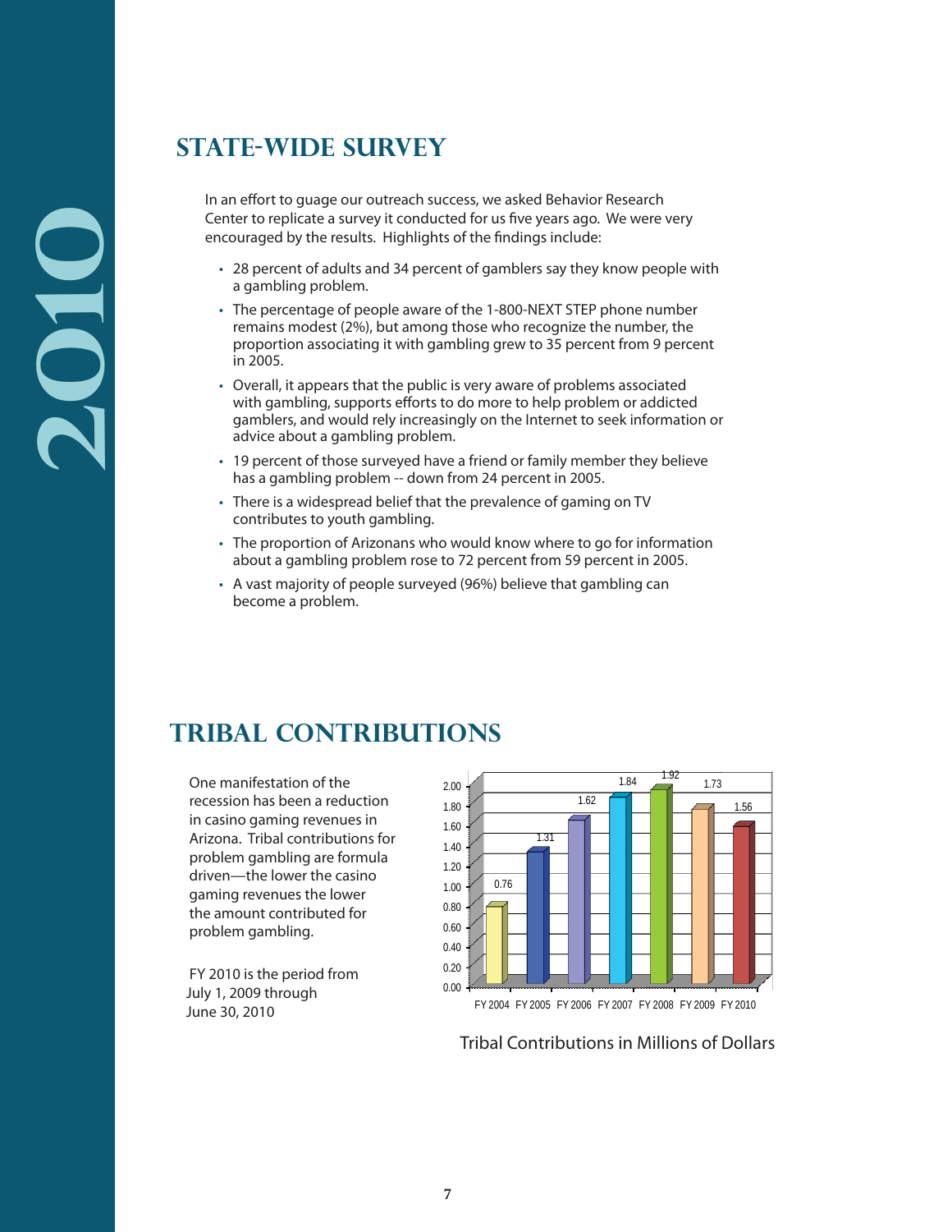## STATE-WIDE SURVEY

In an effort to guage our outreach success, we asked Behavior Research Center to replicate a survey it conducted for us five years ago. We were very encouraged by the results. Highlights of the findings include:

- 28 percent of adults and 34 percent of gamblers say they know people with a gambling problem.
- The percentage of people aware of the 1-800-NEXT STEP phone number remains modest (2%), but among those who recognize the number, the proportion associating it with gambling grew to 35 percent from 9 percent in 2005.
- Overall, it appears that the public is very aware of problems associated with gambling, supports efforts to do more to help problem or addicted gamblers, and would rely increasingly on the Internet to seek information or advice about a gambling problem.
- 19 percent of those surveyed have a friend or family member they believe has a gambling problem -- down from 24 percent in 2005.
- There is a widespread belief that the prevalence of gaming on TV contributes to youth gambling.
- The proportion of Arizonans who would know where to go for information about a gambling problem rose to 72 percent from 59 percent in 2005.
- A vast majority of people surveyed (96%) believe that gambling can become a problem.

## TRIBAL CONTRIBUTIONS

One manifestation of the recession has been a reduction in casino gaming revenues in Arizona. Tribal contributions for problem gambling are formula driven—the lower the casino gaming revenues the lower the amount contributed for problem gambling.

FY 2010 is the period from July 1, 2009 through June 30, 2010

| FY 2004 | FY 2005 | FY 2006 | FY 2007 | FY 2008 | FY 2009 | FY 2010 |
|---|---|---|---|---|---|---|
| 0.76 | 1.31 | 1.62 | 1.84 | 1.92 | 1.73 | 1.56 |

Tribal Contributions in Millions of Dollars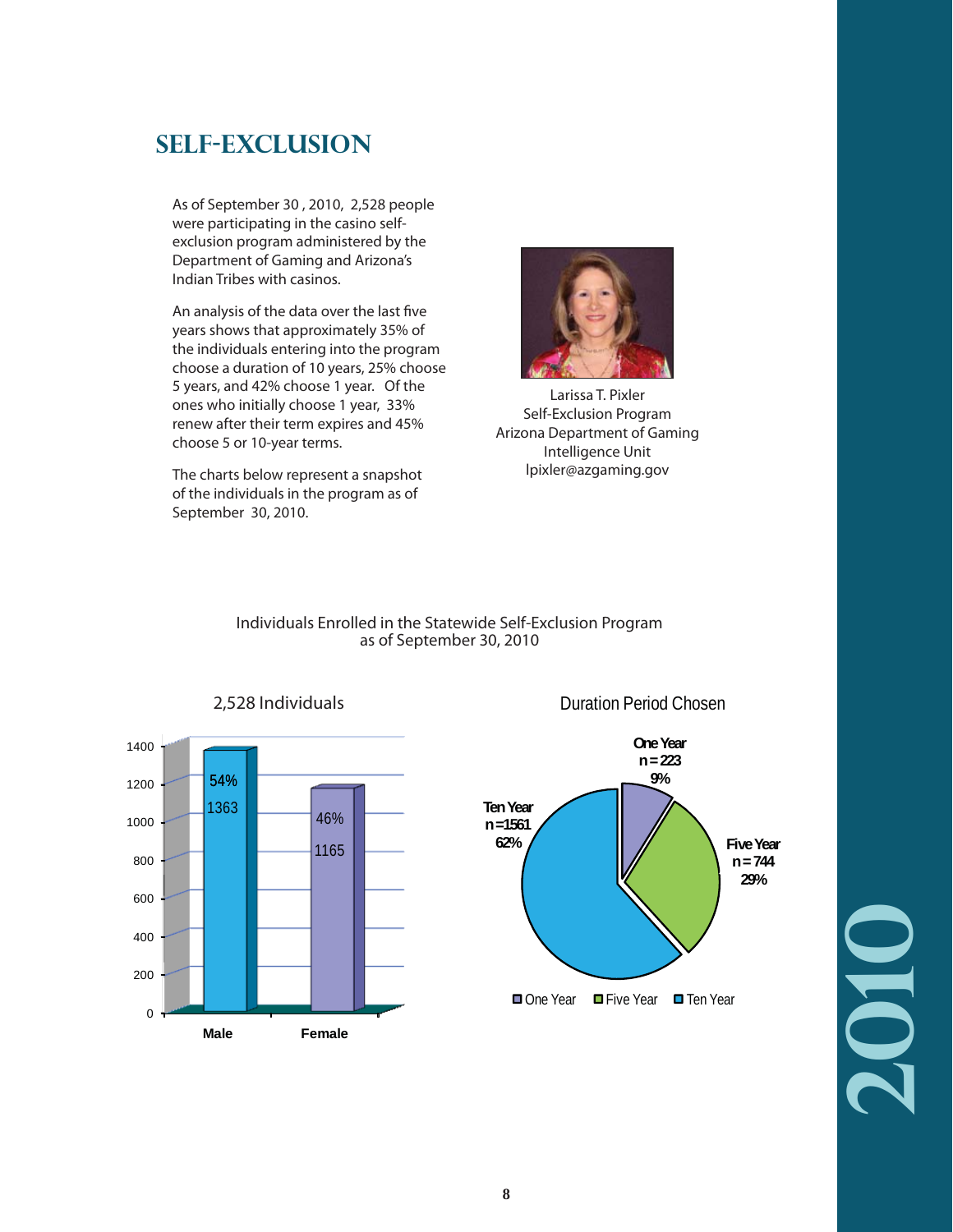# SELF-EXCLUSION

As of September 30 , 2010, 2,528 people were participating in the casino self-exclusion program administered by the Department of Gaming and Arizona's Indian Tribes with casinos.

An analysis of the data over the last five years shows that approximately 35% of the individuals entering into the program choose a duration of 10 years, 25% choose 5 years, and 42% choose 1 year. Of the ones who initially choose 1 year, 33% renew after their term expires and 45% choose 5 or 10-year terms.

The charts below represent a snapshot of the individuals in the program as of September 30, 2010.

Larissa T. Pixler
Self-Exclusion Program
Arizona Department of Gaming
Intelligence Unit
lpixler@azgaming.gov

Individuals Enrolled in the Statewide Self-Exclusion Program
as of September 30, 2010

**2,528 Individuals**

| | Count | Percent |
|---|---|---|
| Male | 1363 | 54% |
| Female | 1165 | 46% |

**Duration Period Chosen**

| Duration | n | Percent |
|---|---|---|
| One Year | 223 | 9% |
| Five Year | 744 | 29% |
| Ten Year | 1561 | 62% |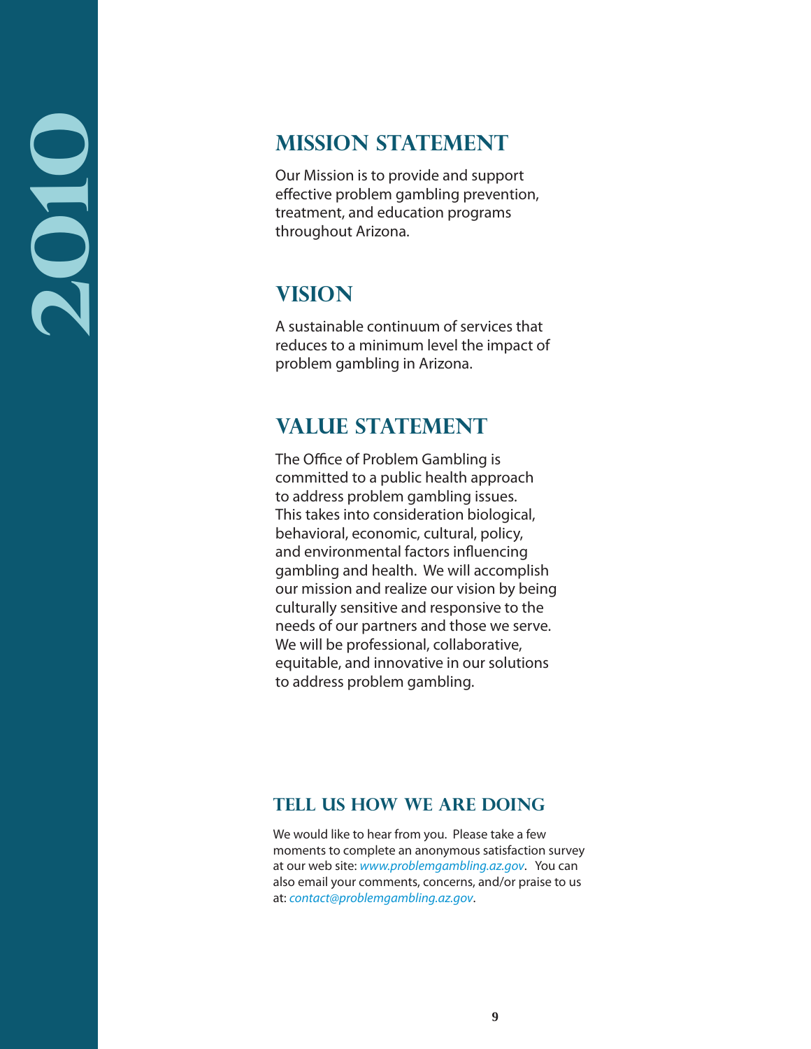## MISSION STATEMENT

Our Mission is to provide and support effective problem gambling prevention, treatment, and education programs throughout Arizona.

## VISION

A sustainable continuum of services that reduces to a minimum level the impact of problem gambling in Arizona.

## VALUE STATEMENT

The Office of Problem Gambling is committed to a public health approach to address problem gambling issues. This takes into consideration biological, behavioral, economic, cultural, policy, and environmental factors influencing gambling and health. We will accomplish our mission and realize our vision by being culturally sensitive and responsive to the needs of our partners and those we serve. We will be professional, collaborative, equitable, and innovative in our solutions to address problem gambling.

### TELL US HOW WE ARE DOING

We would like to hear from you. Please take a few moments to complete an anonymous satisfaction survey at our web site: *www.problemgambling.az.gov*. You can also email your comments, concerns, and/or praise to us at: *contact@problemgambling.az.gov*.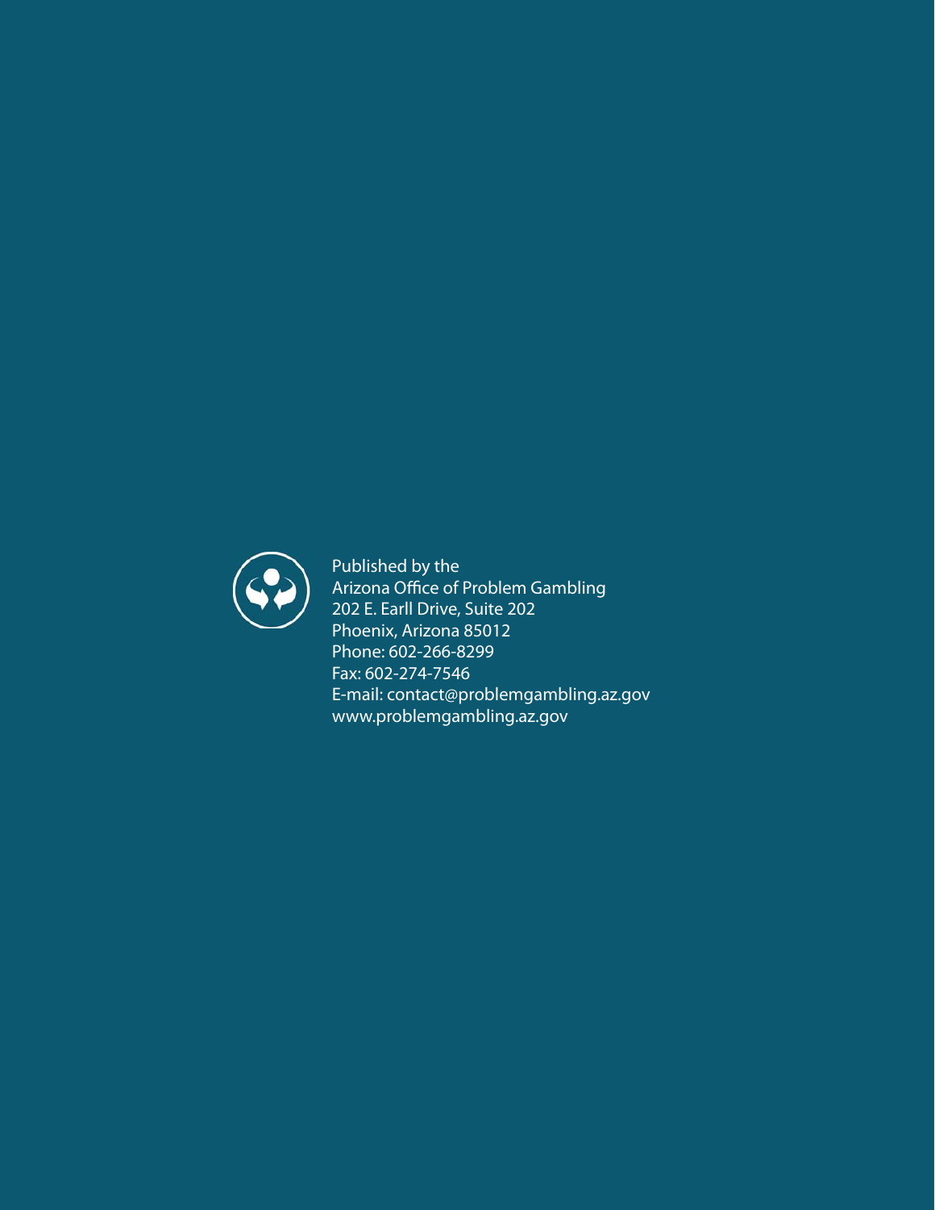Published by the
Arizona Office of Problem Gambling
202 E. Earll Drive, Suite 202
Phoenix, Arizona 85012
Phone: 602-266-8299
Fax: 602-274-7546
E-mail: contact@problemgambling.az.gov
www.problemgambling.az.gov